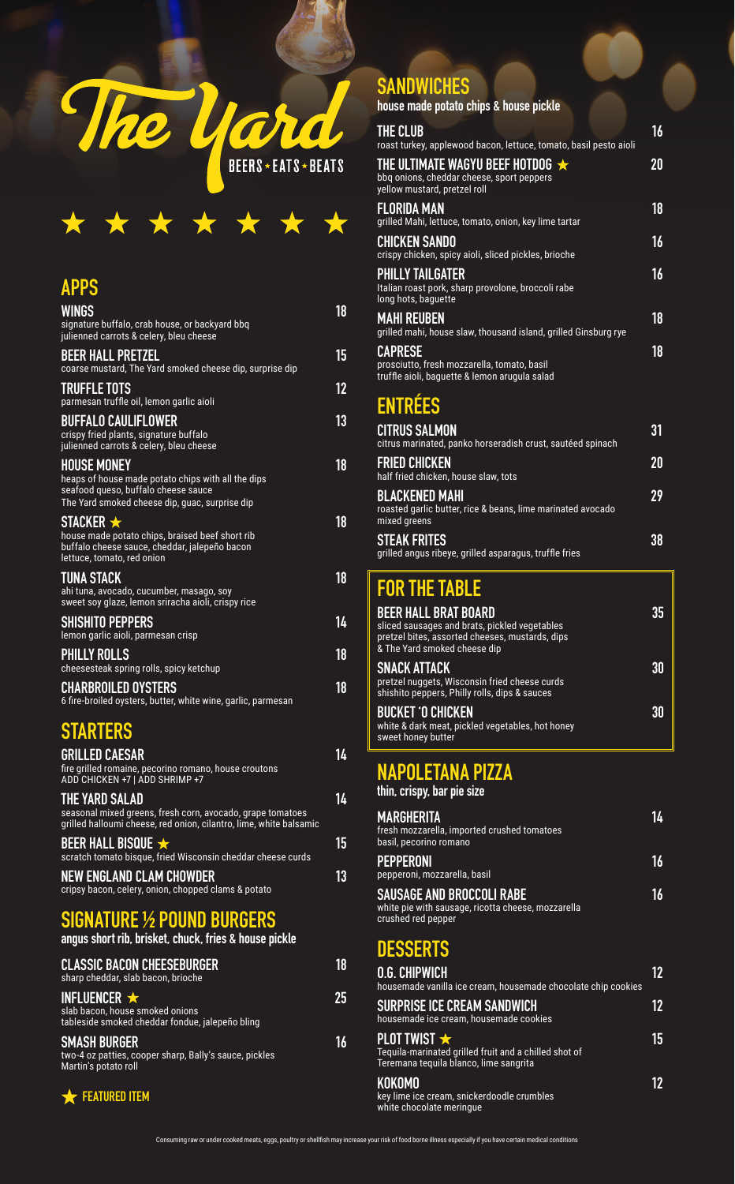# The Yard

BEERS ★ EATS ★ BEATS

★ ★ ★ ★ ★ ★ ★

## APPS

**WINGS** 18
signature buffalo, crab house, or backyard bbq
julienned carrots & celery, bleu cheese

**BEER HALL PRETZEL** 15
coarse mustard, The Yard smoked cheese dip, surprise dip

**TRUFFLE TOTS** 12
parmesan truffle oil, lemon garlic aioli

**BUFFALO CAULIFLOWER** 13
crispy fried plants, signature buffalo
julienned carrots & celery, bleu cheese

**HOUSE MONEY** 18
heaps of house made potato chips with all the dips
seafood queso, buffalo cheese sauce
The Yard smoked cheese dip, guac, surprise dip

**STACKER** ★ 18
house made potato chips, braised beef short rib
buffalo cheese sauce, cheddar, jalepeño bacon
lettuce, tomato, red onion

**TUNA STACK** 18
ahi tuna, avocado, cucumber, masago, soy
sweet soy glaze, lemon sriracha aioli, crispy rice

**SHISHITO PEPPERS** 14
lemon garlic aioli, parmesan crisp

**PHILLY ROLLS** 18
cheesesteak spring rolls, spicy ketchup

**CHARBROILED OYSTERS** 18
6 fire-broiled oysters, butter, white wine, garlic, parmesan

## STARTERS

**GRILLED CAESAR** 14
fire grilled romaine, pecorino romano, house croutons
ADD CHICKEN +7 | ADD SHRIMP +7

**THE YARD SALAD** 14
seasonal mixed greens, fresh corn, avocado, grape tomatoes
grilled halloumi cheese, red onion, cilantro, lime, white balsamic

**BEER HALL BISQUE** ★ 15
scratch tomato bisque, fried Wisconsin cheddar cheese curds

**NEW ENGLAND CLAM CHOWDER** 13
cripsy bacon, celery, onion, chopped clams & potato

## SIGNATURE ½ POUND BURGERS

angus short rib, brisket, chuck, fries & house pickle

**CLASSIC BACON CHEESEBURGER** 18
sharp cheddar, slab bacon, brioche

**INFLUENCER** ★ 25
slab bacon, house smoked onions
tableside smoked cheddar fondue, jalepeño bling

**SMASH BURGER** 16
two-4 oz patties, cooper sharp, Bally's sauce, pickles
Martin's potato roll

★ FEATURED ITEM

## SANDWICHES

house made potato chips & house pickle

**THE CLUB** 16
roast turkey, applewood bacon, lettuce, tomato, basil pesto aioli

**THE ULTIMATE WAGYU BEEF HOTDOG** ★ 20
bbq onions, cheddar cheese, sport peppers
yellow mustard, pretzel roll

**FLORIDA MAN** 18
grilled Mahi, lettuce, tomato, onion, key lime tartar

**CHICKEN SANDO** 16
crispy chicken, spicy aioli, sliced pickles, brioche

**PHILLY TAILGATER** 16
Italian roast pork, sharp provolone, broccoli rabe
long hots, baguette

**MAHI REUBEN** 18
grilled mahi, house slaw, thousand island, grilled Ginsburg rye

**CAPRESE** 18
prosciutto, fresh mozzarella, tomato, basil
truffle aioli, baguette & lemon arugula salad

## ENTRÉES

**CITRUS SALMON** 31
citrus marinated, panko horseradish crust, sautéed spinach

**FRIED CHICKEN** 20
half fried chicken, house slaw, tots

**BLACKENED MAHI** 29
roasted garlic butter, rice & beans, lime marinated avocado
mixed greens

**STEAK FRITES** 38
grilled angus ribeye, grilled asparagus, truffle fries

## FOR THE TABLE

**BEER HALL BRAT BOARD** 35
sliced sausages and brats, pickled vegetables
pretzel bites, assorted cheeses, mustards, dips
& The Yard smoked cheese dip

**SNACK ATTACK** 30
pretzel nuggets, Wisconsin fried cheese curds
shishito peppers, Philly rolls, dips & sauces

**BUCKET 'O CHICKEN** 30
white & dark meat, pickled vegetables, hot honey
sweet honey butter

## NAPOLETANA PIZZA

thin, crispy, bar pie size

**MARGHERITA** 14
fresh mozzarella, imported crushed tomatoes
basil, pecorino romano

**PEPPERONI** 16
pepperoni, mozzarella, basil

**SAUSAGE AND BROCCOLI RABE** 16
white pie with sausage, ricotta cheese, mozzarella
crushed red pepper

## DESSERTS

**O.G. CHIPWICH** 12
housemade vanilla ice cream, housemade chocolate chip cookies

**SURPRISE ICE CREAM SANDWICH** 12
housemade ice cream, housemade cookies

**PLOT TWIST** ★ 15
Tequila-marinated grilled fruit and a chilled shot of
Teremana tequila blanco, lime sangrita

**KOKOMO** 12
key lime ice cream, snickerdoodle crumbles
white chocolate meringue

Consuming raw or under cooked meats, eggs, poultry or shellfish may increase your risk of food borne illness especially if you have certain medical conditions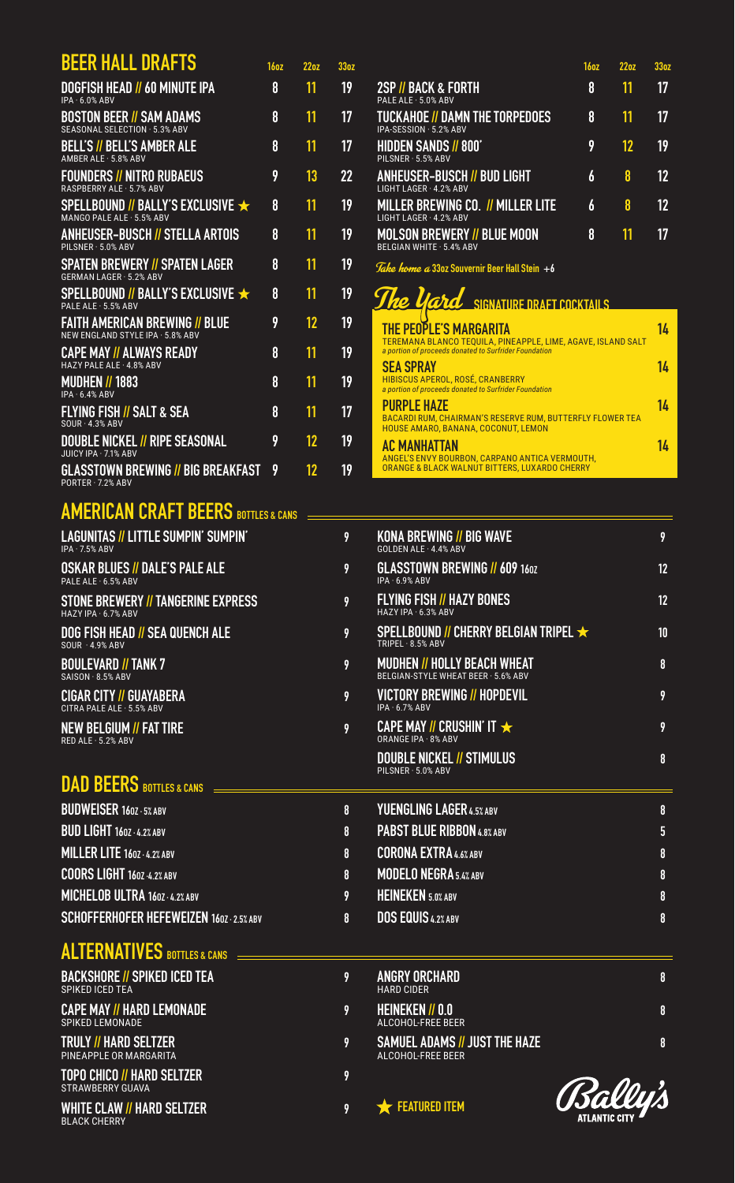## BEER HALL DRAFTS

| | 16oz | 22oz | 33oz |
|---|---|---|---|
| **DOGFISH HEAD // 60 MINUTE IPA** IPA · 6.0% ABV | 8 | 11 | 19 |
| **BOSTON BEER // SAM ADAMS** SEASONAL SELECTION · 5.3% ABV | 8 | 11 | 17 |
| **BELL'S // BELL'S AMBER ALE** AMBER ALE · 5.8% ABV | 8 | 11 | 17 |
| **FOUNDERS // NITRO RUBAEUS** RASPBERRY ALE · 5.7% ABV | 9 | 13 | 22 |
| **SPELLBOUND // BALLY'S EXCLUSIVE ★** MANGO PALE ALE · 5.5% ABV | 8 | 11 | 19 |
| **ANHEUSER-BUSCH // STELLA ARTOIS** PILSNER · 5.0% ABV | 8 | 11 | 19 |
| **SPATEN BREWERY // SPATEN LAGER** GERMAN LAGER · 5.2% ABV | 8 | 11 | 19 |
| **SPELLBOUND // BALLY'S EXCLUSIVE ★** PALE ALE · 5.5% ABV | 8 | 11 | 19 |
| **FAITH AMERICAN BREWING // BLUE** NEW ENGLAND STYLE IPA · 5.8% ABV | 9 | 12 | 19 |
| **CAPE MAY // ALWAYS READY** HAZY PALE ALE · 4.8% ABV | 8 | 11 | 19 |
| **MUDHEN // 1883** IPA · 6.4% ABV | 8 | 11 | 19 |
| **FLYING FISH // SALT & SEA** SOUR · 4.3% ABV | 8 | 11 | 17 |
| **DOUBLE NICKEL // RIPE SEASONAL** JUICY IPA · 7.1% ABV | 9 | 12 | 19 |
| **GLASSTOWN BREWING // BIG BREAKFAST** PORTER · 7.2% ABV | 9 | 12 | 19 |
| **2SP // BACK & FORTH** PALE ALE · 5.0% ABV | 8 | 11 | 17 |
| **TUCKAHOE // DAMN THE TORPEDOES** IPA-SESSION · 5.2% ABV | 8 | 11 | 17 |
| **HIDDEN SANDS // 800'** PILSNER · 5.5% ABV | 9 | 12 | 19 |
| **ANHEUSER-BUSCH // BUD LIGHT** LIGHT LAGER · 4.2% ABV | 6 | 8 | 12 |
| **MILLER BREWING CO. // MILLER LITE** LIGHT LAGER · 4.2% ABV | 6 | 8 | 12 |
| **MOLSON BREWERY // BLUE MOON** BELGIAN WHITE · 5.4% ABV | 8 | 11 | 17 |

*Take home a* 33oz Souvernir Beer Hall Stein +6

## *The Yard* SIGNATURE DRAFT COCKTAILS

**THE PEOPLE'S MARGARITA** — 14
TEREMANA BLANCO TEQUILA, PINEAPPLE, LIME, AGAVE, ISLAND SALT
*a portion of proceeds donated to Surfrider Foundation*

**SEA SPRAY** — 14
HIBISCUS APEROL, ROSÉ, CRANBERRY
*a portion of proceeds donated to Surfrider Foundation*

**PURPLE HAZE** — 14
BACARDI RUM, CHAIRMAN'S RESERVE RUM, BUTTERFLY FLOWER TEA HOUSE AMARO, BANANA, COCONUT, LEMON

**AC MANHATTAN** — 14
ANGEL'S ENVY BOURBON, CARPANO ANTICA VERMOUTH, ORANGE & BLACK WALNUT BITTERS, LUXARDO CHERRY

## AMERICAN CRAFT BEERS BOTTLES & CANS

| | |
|---|---|
| **LAGUNITAS // LITTLE SUMPIN' SUMPIN'** IPA · 7.5% ABV | 9 |
| **OSKAR BLUES // DALE'S PALE ALE** PALE ALE · 6.5% ABV | 9 |
| **STONE BREWERY // TANGERINE EXPRESS** HAZY IPA · 6.7% ABV | 9 |
| **DOG FISH HEAD // SEA QUENCH ALE** SOUR · 4.9% ABV | 9 |
| **BOULEVARD // TANK 7** SAISON · 8.5% ABV | 9 |
| **CIGAR CITY // GUAYABERA** CITRA PALE ALE · 5.5% ABV | 9 |
| **NEW BELGIUM // FAT TIRE** RED ALE · 5.2% ABV | 9 |
| **KONA BREWING // BIG WAVE** GOLDEN ALE · 4.4% ABV | 9 |
| **GLASSTOWN BREWING // 609 16OZ** IPA · 6.9% ABV | 12 |
| **FLYING FISH // HAZY BONES** HAZY IPA · 6.3% ABV | 12 |
| **SPELLBOUND // CHERRY BELGIAN TRIPEL ★** TRIPEL · 8.5% ABV | 10 |
| **MUDHEN // HOLLY BEACH WHEAT** BELGIAN-STYLE WHEAT BEER · 5.6% ABV | 8 |
| **VICTORY BREWING // HOPDEVIL** IPA · 6.7% ABV | 9 |
| **CAPE MAY // CRUSHIN' IT ★** ORANGE IPA · 8% ABV | 9 |
| **DOUBLE NICKEL // STIMULUS** PILSNER · 5.0% ABV | 8 |

## DAD BEERS BOTTLES & CANS

| | |
|---|---|
| **BUDWEISER** 16OZ · 5% ABV | 8 |
| **BUD LIGHT** 16OZ · 4.2% ABV | 8 |
| **MILLER LITE** 16OZ ·4.2% ABV | 8 |
| **COORS LIGHT** 16OZ ·4.2% ABV | 8 |
| **MICHELOB ULTRA** 16OZ · 4.2% ABV | 9 |
| **SCHOFFERHOFER HEFEWEIZEN** 16OZ · 2.5% ABV | 8 |
| **YUENGLING LAGER** 4.5% ABV | 8 |
| **PABST BLUE RIBBON** 4.8% ABV | 5 |
| **CORONA EXTRA** 4.6% ABV | 8 |
| **MODELO NEGRA** 5.4% ABV | 8 |
| **HEINEKEN** 5.0% ABV | 8 |
| **DOS EQUIS** 4.2% ABV | 8 |

## ALTERNATIVES BOTTLES & CANS

| | |
|---|---|
| **BACKSHORE // SPIKED ICED TEA** SPIKED ICED TEA | 9 |
| **CAPE MAY // HARD LEMONADE** SPIKED LEMONADE | 9 |
| **TRULY // HARD SELTZER** PINEAPPLE OR MARGARITA | 9 |
| **TOPO CHICO // HARD SELTZER** STRAWBERRY GUAVA | 9 |
| **WHITE CLAW // HARD SELTZER** BLACK CHERRY | 9 |
| **ANGRY ORCHARD** HARD CIDER | 8 |
| **HEINEKEN // 0.0** ALCOHOL-FREE BEER | 8 |
| **SAMUEL ADAMS // JUST THE HAZE** ALCOHOL-FREE BEER | 8 |

★ FEATURED ITEM

Bally's ATLANTIC CITY